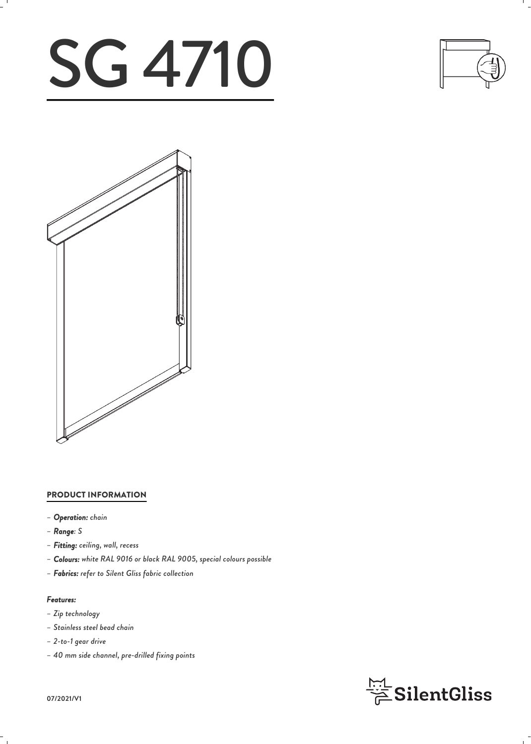# SG 4710

## PRODUCT INFORMATION

- ***Operation:*** *chain*
- ***Range****: S*
- ***Fitting:*** *ceiling, wall, recess*
- ***Colours:*** *white RAL 9016 or black RAL 9005, special colours possible*
- ***Fabrics:*** *refer to Silent Gliss fabric collection*

***Features:***

- *Zip technology*
- *Stainless steel bead chain*
- *2-to-1 gear drive*
- *40 mm side channel, pre-drilled fixing points*

07/2021/V1

SilentGliss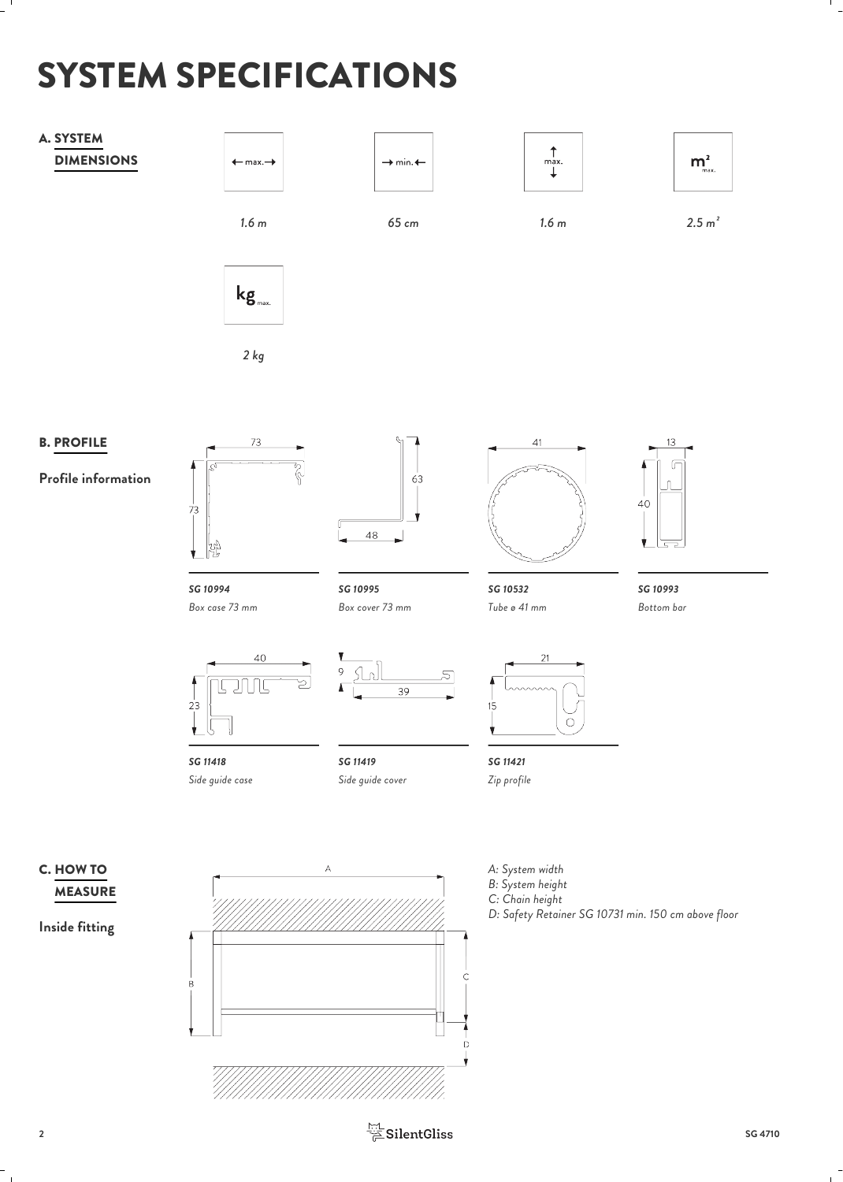# SYSTEM SPECIFICATIONS

## A. SYSTEM DIMENSIONS

| ← max. → | → min. ← | ↕ max. | $m^2$ max. |
|---|---|---|---|
| *1.6 m* | *65 cm* | *1.6 m* | *2.5 $m^2$* |

| kg max. |
|---|
| *2 kg* |

## B. PROFILE

**Profile information**

***SG 10994***
*Box case 73 mm*

***SG 10995***
*Box cover 73 mm*

***SG 10532***
*Tube ø 41 mm*

***SG 10993***
*Bottom bar*

***SG 11418***
*Side guide case*

***SG 11419***
*Side guide cover*

***SG 11421***
*Zip profile*

## C. HOW TO MEASURE

**Inside fitting**

*A: System width*
*B: System height*
*C: Chain height*
*D: Safety Retainer SG 10731 min. 150 cm above floor*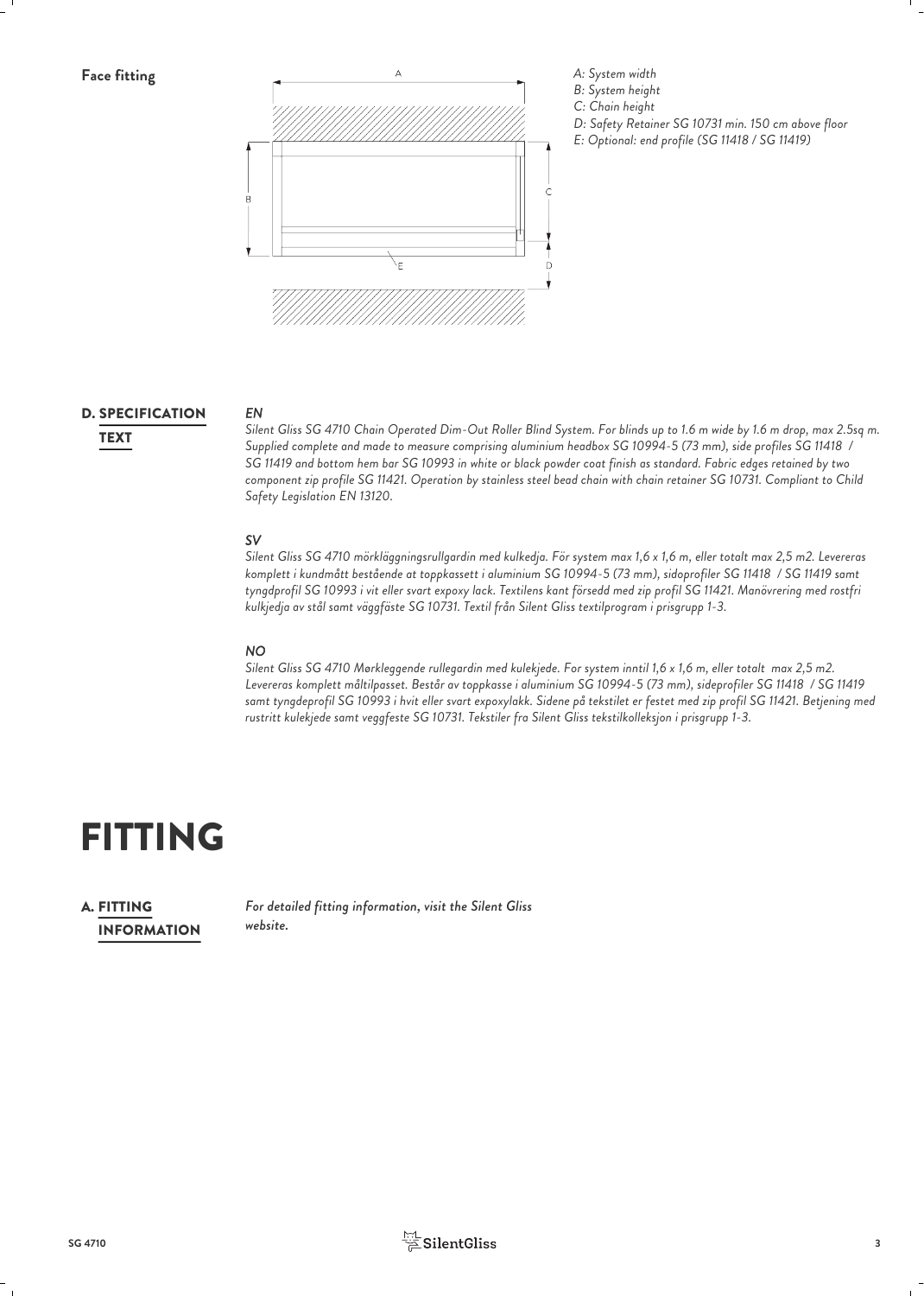**Face fitting**

*A: System width*
*B: System height*
*C: Chain height*
*D: Safety Retainer SG 10731 min. 150 cm above floor*
*E: Optional: end profile (SG 11418 / SG 11419)*

## D. SPECIFICATION TEXT

***EN***

*Silent Gliss SG 4710 Chain Operated Dim-Out Roller Blind System. For blinds up to 1.6 m wide by 1.6 m drop, max 2.5sq m. Supplied complete and made to measure comprising aluminium headbox SG 10994-5 (73 mm), side profiles SG 11418 / SG 11419 and bottom hem bar SG 10993 in white or black powder coat finish as standard. Fabric edges retained by two component zip profile SG 11421. Operation by stainless steel bead chain with chain retainer SG 10731. Compliant to Child Safety Legislation EN 13120.*

***SV***

*Silent Gliss SG 4710 mörkläggningsrullgardin med kulkedja. För system max 1,6 x 1,6 m, eller totalt max 2,5 m2. Levereras komplett i kundmått bestående at toppkassett i aluminium SG 10994-5 (73 mm), sidoprofiler SG 11418 / SG 11419 samt tyngdprofil SG 10993 i vit eller svart expoxy lack. Textilens kant försedd med zip profil SG 11421. Manövrering med rostfri kulkjedja av stål samt väggfäste SG 10731. Textil från Silent Gliss textilprogram i prisgrupp 1-3.*

***NO***

*Silent Gliss SG 4710 Mørkleggende rullegardin med kulekjede. For system inntil 1,6 x 1,6 m, eller totalt max 2,5 m2. Levereras komplett måltilpasset. Består av toppkasse i aluminium SG 10994-5 (73 mm), sideprofiler SG 11418 / SG 11419 samt tyngdeprofil SG 10993 i hvit eller svart expoxylakk. Sidene på tekstilet er festet med zip profil SG 11421. Betjening med rustritt kulekjede samt veggfeste SG 10731. Tekstiler fra Silent Gliss tekstilkolleksjon i prisgrupp 1-3.*

# FITTING

## A. FITTING INFORMATION

*For detailed fitting information, visit the Silent Gliss website.*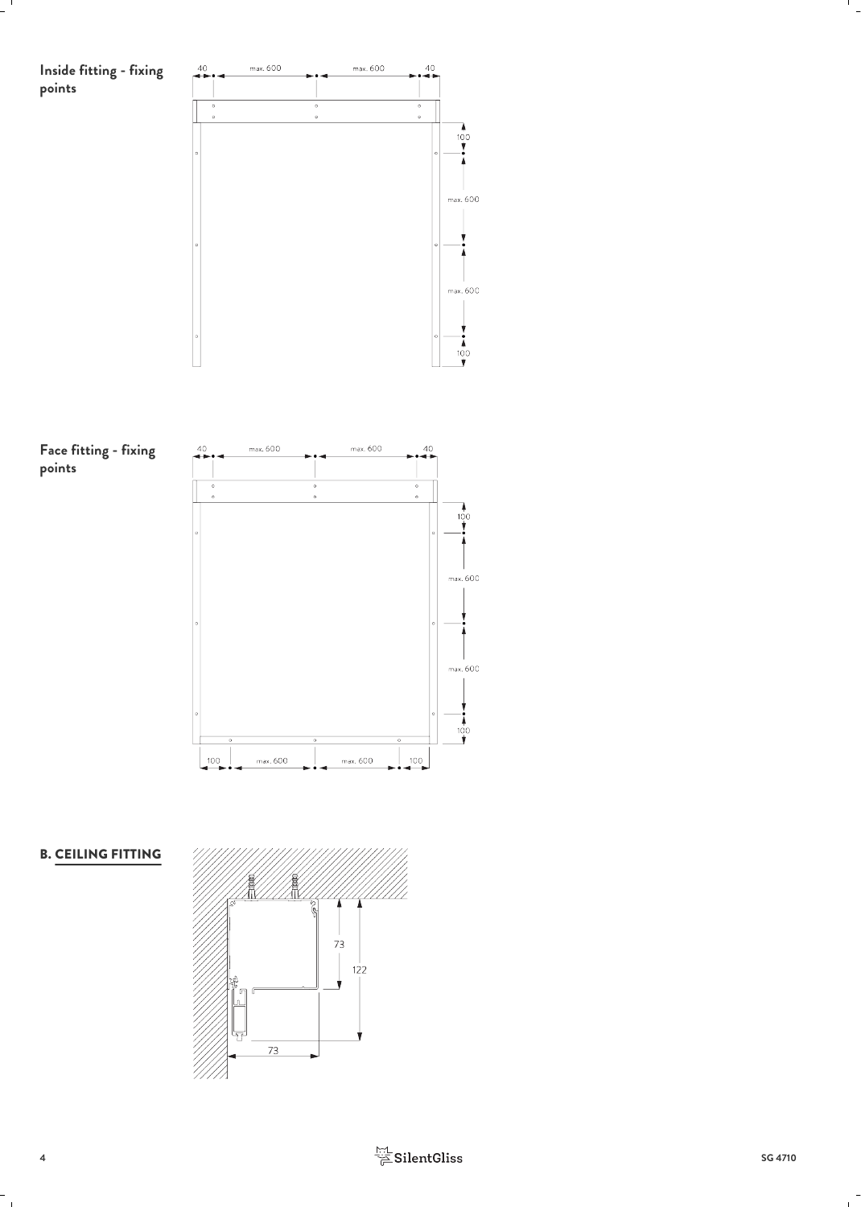**Inside fitting - fixing points**

40 max. 600 max. 600 40

100

max. 600

max. 600

100

**Face fitting - fixing points**

40 max. 600 max. 600 40

100

max. 600

max. 600

100

100 max. 600 max. 600 100

## B. CEILING FITTING

73

122

73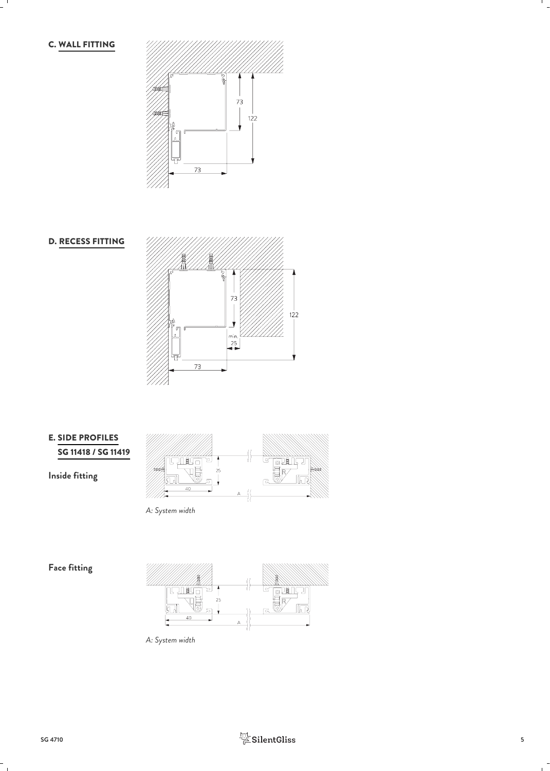## C. WALL FITTING

73

122

73

## D. RECESS FITTING

73

122

min. 25

73

## E. SIDE PROFILES SG 11418 / SG 11419

**Inside fitting**

25

40

A

*A: System width*

**Face fitting**

25

40

A

*A: System width*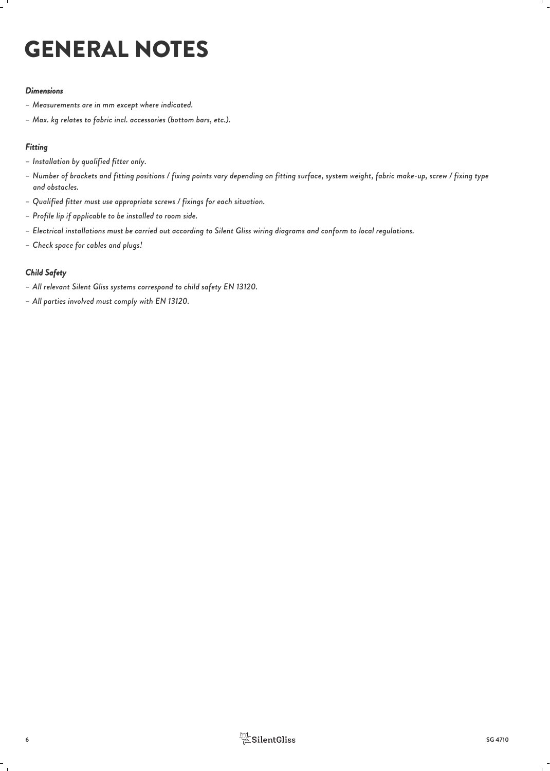# GENERAL NOTES

### *Dimensions*

- *Measurements are in mm except where indicated.*
- *Max. kg relates to fabric incl. accessories (bottom bars, etc.).*

### *Fitting*

- *Installation by qualified fitter only.*
- *Number of brackets and fitting positions / fixing points vary depending on fitting surface, system weight, fabric make-up, screw / fixing type and obstacles.*
- *Qualified fitter must use appropriate screws / fixings for each situation.*
- *Profile lip if applicable to be installed to room side.*
- *Electrical installations must be carried out according to Silent Gliss wiring diagrams and conform to local regulations.*
- *Check space for cables and plugs!*

### *Child Safety*

- *All relevant Silent Gliss systems correspond to child safety EN 13120.*
- *All parties involved must comply with EN 13120.*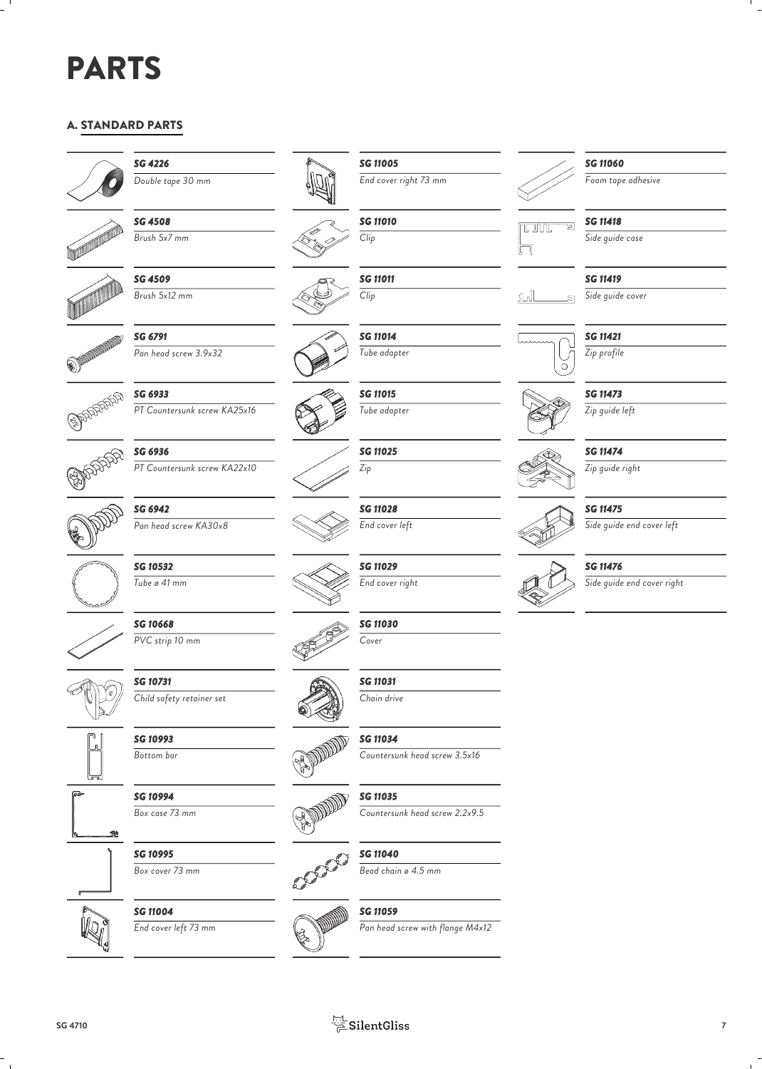# PARTS

## A. STANDARD PARTS

| Part number | Description |
| --- | --- |
| *SG 4226* | *Double tape 30 mm* |
| *SG 4508* | *Brush 5x7 mm* |
| *SG 4509* | *Brush 5x12 mm* |
| *SG 6791* | *Pan head screw 3.9x32* |
| *SG 6933* | *PT Countersunk screw KA25x16* |
| *SG 6936* | *PT Countersunk screw KA22x10* |
| *SG 6942* | *Pan head screw KA30x8* |
| *SG 10532* | *Tube ø 41 mm* |
| *SG 10668* | *PVC strip 10 mm* |
| *SG 10731* | *Child safety retainer set* |
| *SG 10993* | *Bottom bar* |
| *SG 10994* | *Box case 73 mm* |
| *SG 10995* | *Box cover 73 mm* |
| *SG 11004* | *End cover left 73 mm* |
| *SG 11005* | *End cover right 73 mm* |
| *SG 11010* | *Clip* |
| *SG 11011* | *Clip* |
| *SG 11014* | *Tube adapter* |
| *SG 11015* | *Tube adapter* |
| *SG 11025* | *Zip* |
| *SG 11028* | *End cover left* |
| *SG 11029* | *End cover right* |
| *SG 11030* | *Cover* |
| *SG 11031* | *Chain drive* |
| *SG 11034* | *Countersunk head screw 3.5x16* |
| *SG 11035* | *Countersunk head screw 2.2x9.5* |
| *SG 11040* | *Bead chain ø 4.5 mm* |
| *SG 11059* | *Pan head screw with flange M4x12* |
| *SG 11060* | *Foam tape adhesive* |
| *SG 11418* | *Side guide case* |
| *SG 11419* | *Side guide cover* |
| *SG 11421* | *Zip profile* |
| *SG 11473* | *Zip guide left* |
| *SG 11474* | *Zip guide right* |
| *SG 11475* | *Side guide end cover left* |
| *SG 11476* | *Side guide end cover right* |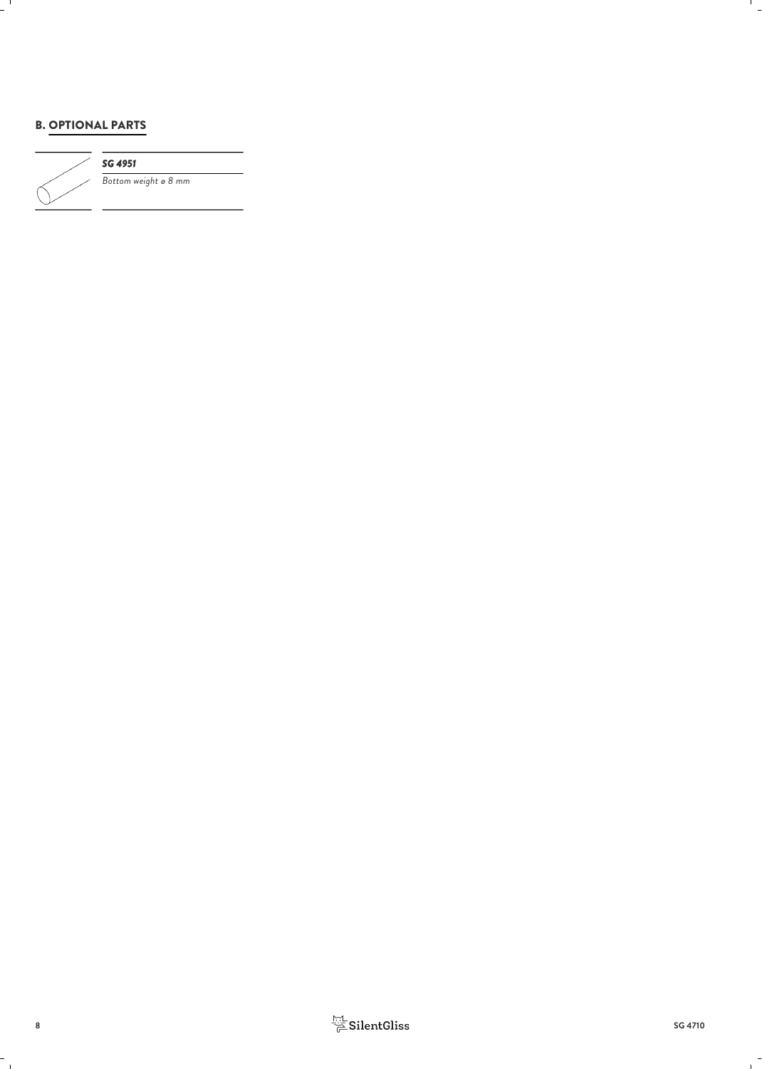## B. OPTIONAL PARTS

***SG 4951***

*Bottom weight ø 8 mm*